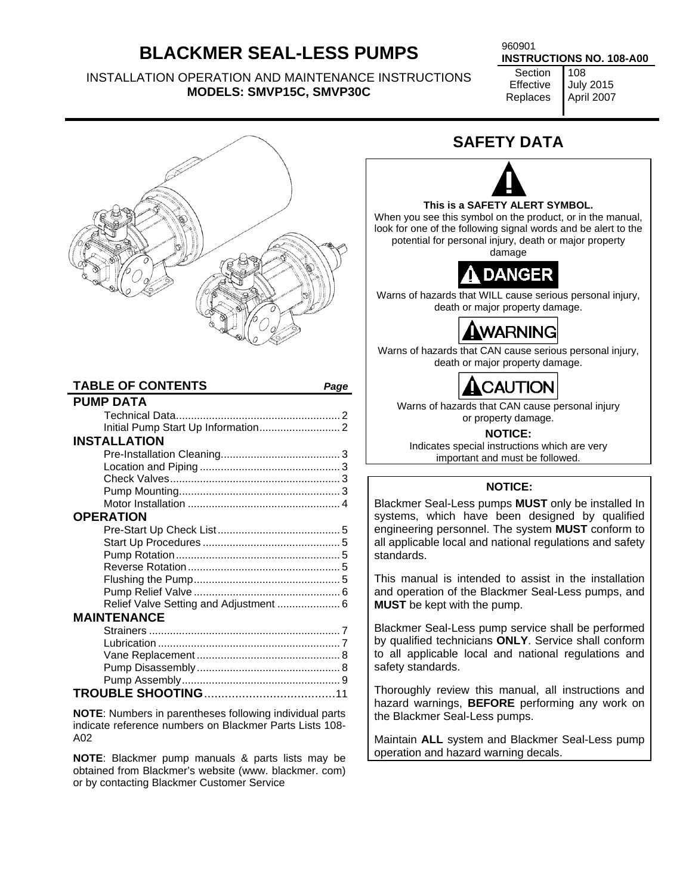# BLACKMER SEAL-LESS PUMPS

INSTALLATION OPERATION AND MAINTENANCE INSTRUCTIONS
**MODELS: SMVP15C, SMVP30C**

960901
**INSTRUCTIONS NO. 108-A00**

| Section | 108 |
|---|---|
| Effective | July 2015 |
| Replaces | April 2007 |

| **TABLE OF CONTENTS** | *Page* |
|---|---|
| **PUMP DATA** | |
| Technical Data | 2 |
| Initial Pump Start Up Information | 2 |
| **INSTALLATION** | |
| Pre-Installation Cleaning | 3 |
| Location and Piping | 3 |
| Check Valves | 3 |
| Pump Mounting | 3 |
| Motor Installation | 4 |
| **OPERATION** | |
| Pre-Start Up Check List | 5 |
| Start Up Procedures | 5 |
| Pump Rotation | 5 |
| Reverse Rotation | 5 |
| Flushing the Pump | 5 |
| Pump Relief Valve | 6 |
| Relief Valve Setting and Adjustment | 6 |
| **MAINTENANCE** | |
| Strainers | 7 |
| Lubrication | 7 |
| Vane Replacement | 8 |
| Pump Disassembly | 8 |
| Pump Assembly | 9 |
| **TROUBLE SHOOTING** | 11 |

**NOTE**: Numbers in parentheses following individual parts indicate reference numbers on Blackmer Parts Lists 108-A02

**NOTE**: Blackmer pump manuals & parts lists may be obtained from Blackmer's website (www. blackmer. com) or by contacting Blackmer Customer Service

## SAFETY DATA

**This is a SAFETY ALERT SYMBOL.**
When you see this symbol on the product, or in the manual, look for one of the following signal words and be alert to the potential for personal injury, death or major property damage

**DANGER**
Warns of hazards that WILL cause serious personal injury, death or major property damage.

**WARNING**
Warns of hazards that CAN cause serious personal injury, death or major property damage.

**CAUTION**
Warns of hazards that CAN cause personal injury or property damage.

**NOTICE:**
Indicates special instructions which are very important and must be followed.

**NOTICE:**

Blackmer Seal-Less pumps **MUST** only be installed In systems, which have been designed by qualified engineering personnel. The system **MUST** conform to all applicable local and national regulations and safety standards.

This manual is intended to assist in the installation and operation of the Blackmer Seal-Less pumps, and **MUST** be kept with the pump.

Blackmer Seal-Less pump service shall be performed by qualified technicians **ONLY**. Service shall conform to all applicable local and national regulations and safety standards.

Thoroughly review this manual, all instructions and hazard warnings, **BEFORE** performing any work on the Blackmer Seal-Less pumps.

Maintain **ALL** system and Blackmer Seal-Less pump operation and hazard warning decals.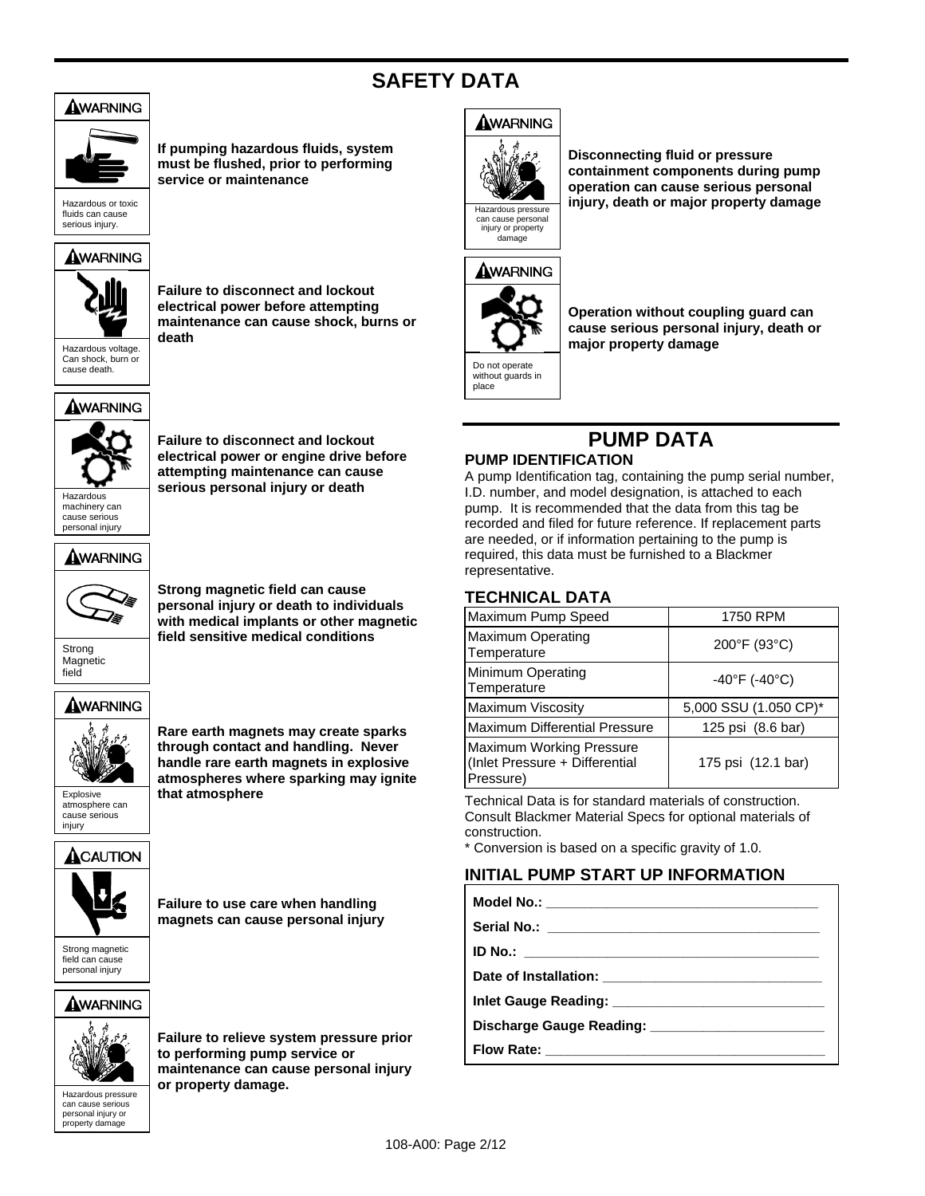# SAFETY DATA

**WARNING**

Hazardous or toxic fluids can cause serious injury.

**If pumping hazardous fluids, system must be flushed, prior to performing service or maintenance**

**WARNING**

Hazardous voltage. Can shock, burn or cause death.

**Failure to disconnect and lockout electrical power before attempting maintenance can cause shock, burns or death**

**WARNING**

Hazardous machinery can cause serious personal injury

**Failure to disconnect and lockout electrical power or engine drive before attempting maintenance can cause serious personal injury or death**

**WARNING**

Strong Magnetic field

**Strong magnetic field can cause personal injury or death to individuals with medical implants or other magnetic field sensitive medical conditions**

**WARNING**

Explosive atmosphere can cause serious injury

**Rare earth magnets may create sparks through contact and handling. Never handle rare earth magnets in explosive atmospheres where sparking may ignite that atmosphere**

**CAUTION**

Strong magnetic field can cause personal injury

**Failure to use care when handling magnets can cause personal injury**

**WARNING**

Hazardous pressure can cause serious personal injury or property damage

**Failure to relieve system pressure prior to performing pump service or maintenance can cause personal injury or property damage.**

**WARNING**

Hazardous pressure can cause personal injury or property damage

**Disconnecting fluid or pressure containment components during pump operation can cause serious personal injury, death or major property damage**

**WARNING**

Do not operate without guards in place

**Operation without coupling guard can cause serious personal injury, death or major property damage**

# PUMP DATA

## PUMP IDENTIFICATION

A pump Identification tag, containing the pump serial number, I.D. number, and model designation, is attached to each pump. It is recommended that the data from this tag be recorded and filed for future reference. If replacement parts are needed, or if information pertaining to the pump is required, this data must be furnished to a Blackmer representative.

## TECHNICAL DATA

| Parameter | Value |
|---|---|
| Maximum Pump Speed | 1750 RPM |
| Maximum Operating Temperature | 200°F (93°C) |
| Minimum Operating Temperature | -40°F (-40°C) |
| Maximum Viscosity | 5,000 SSU (1.050 CP)* |
| Maximum Differential Pressure | 125 psi (8.6 bar) |
| Maximum Working Pressure (Inlet Pressure + Differential Pressure) | 175 psi (12.1 bar) |

Technical Data is for standard materials of construction. Consult Blackmer Material Specs for optional materials of construction.

* Conversion is based on a specific gravity of 1.0.

## INITIAL PUMP START UP INFORMATION

**Model No.:** ___________________________________

**Serial No.:** ___________________________________

**ID No.:** ___________________________________

**Date of Installation:** ___________________________

**Inlet Gauge Reading:** ___________________________

**Discharge Gauge Reading:** ______________________

**Flow Rate:** ___________________________________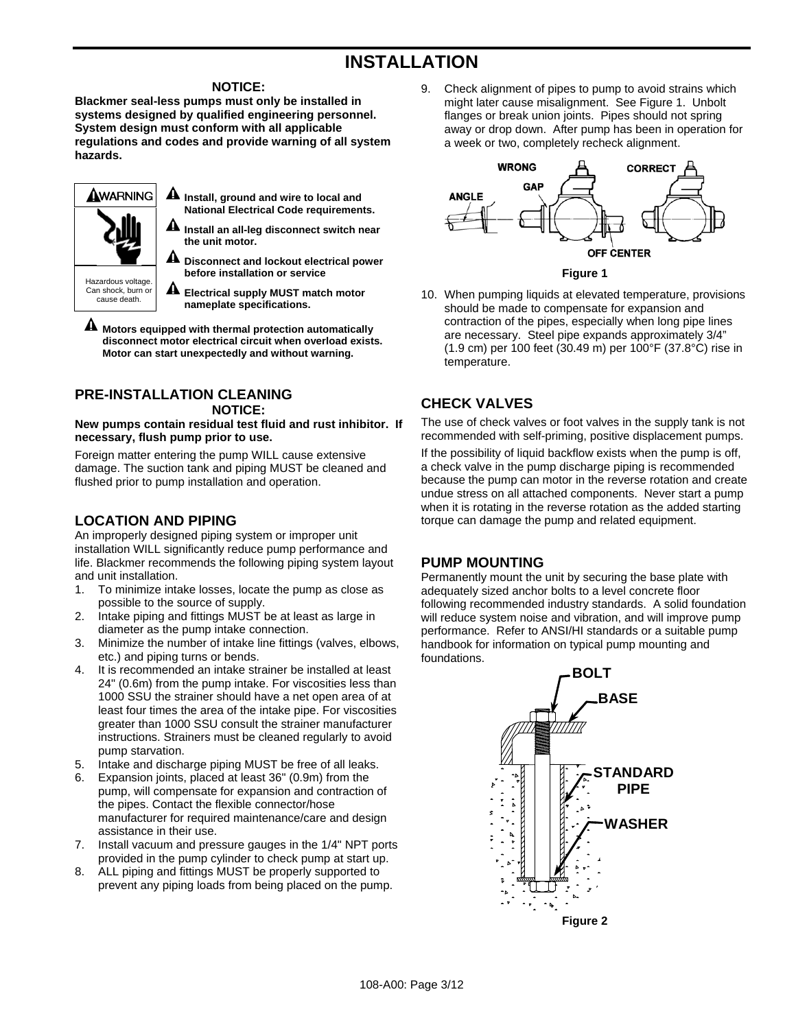# INSTALLATION

**NOTICE:**

**Blackmer seal-less pumps must only be installed in systems designed by qualified engineering personnel. System design must conform with all applicable regulations and codes and provide warning of all system hazards.**

**WARNING**

Hazardous voltage. Can shock, burn or cause death.

- **Install, ground and wire to local and National Electrical Code requirements.**
- **Install an all-leg disconnect switch near the unit motor.**
- **Disconnect and lockout electrical power before installation or service**
- **Electrical supply MUST match motor nameplate specifications.**
- **Motors equipped with thermal protection automatically disconnect motor electrical circuit when overload exists. Motor can start unexpectedly and without warning.**

## PRE-INSTALLATION CLEANING

**NOTICE:**

**New pumps contain residual test fluid and rust inhibitor. If necessary, flush pump prior to use.**

Foreign matter entering the pump WILL cause extensive damage. The suction tank and piping MUST be cleaned and flushed prior to pump installation and operation.

## LOCATION AND PIPING

An improperly designed piping system or improper unit installation WILL significantly reduce pump performance and life. Blackmer recommends the following piping system layout and unit installation.

1. To minimize intake losses, locate the pump as close as possible to the source of supply.
2. Intake piping and fittings MUST be at least as large in diameter as the pump intake connection.
3. Minimize the number of intake line fittings (valves, elbows, etc.) and piping turns or bends.
4. It is recommended an intake strainer be installed at least 24" (0.6m) from the pump intake. For viscosities less than 1000 SSU the strainer should have a net open area of at least four times the area of the intake pipe. For viscosities greater than 1000 SSU consult the strainer manufacturer instructions. Strainers must be cleaned regularly to avoid pump starvation.
5. Intake and discharge piping MUST be free of all leaks.
6. Expansion joints, placed at least 36" (0.9m) from the pump, will compensate for expansion and contraction of the pipes. Contact the flexible connector/hose manufacturer for required maintenance/care and design assistance in their use.
7. Install vacuum and pressure gauges in the 1/4" NPT ports provided in the pump cylinder to check pump at start up.
8. ALL piping and fittings MUST be properly supported to prevent any piping loads from being placed on the pump.
9. Check alignment of pipes to pump to avoid strains which might later cause misalignment. See Figure 1. Unbolt flanges or break union joints. Pipes should not spring away or drop down. After pump has been in operation for a week or two, completely recheck alignment.

WRONG — ANGLE — GAP — OFF CENTER — CORRECT

**Figure 1**

10. When pumping liquids at elevated temperature, provisions should be made to compensate for expansion and contraction of the pipes, especially when long pipe lines are necessary. Steel pipe expands approximately 3/4" (1.9 cm) per 100 feet (30.49 m) per 100°F (37.8°C) rise in temperature.

## CHECK VALVES

The use of check valves or foot valves in the supply tank is not recommended with self-priming, positive displacement pumps.

If the possibility of liquid backflow exists when the pump is off, a check valve in the pump discharge piping is recommended because the pump can motor in the reverse rotation and create undue stress on all attached components. Never start a pump when it is rotating in the reverse rotation as the added starting torque can damage the pump and related equipment.

## PUMP MOUNTING

Permanently mount the unit by securing the base plate with adequately sized anchor bolts to a level concrete floor following recommended industry standards. A solid foundation will reduce system noise and vibration, and will improve pump performance. Refer to ANSI/HI standards or a suitable pump handbook for information on typical pump mounting and foundations.

BOLT — BASE — STANDARD PIPE — WASHER

**Figure 2**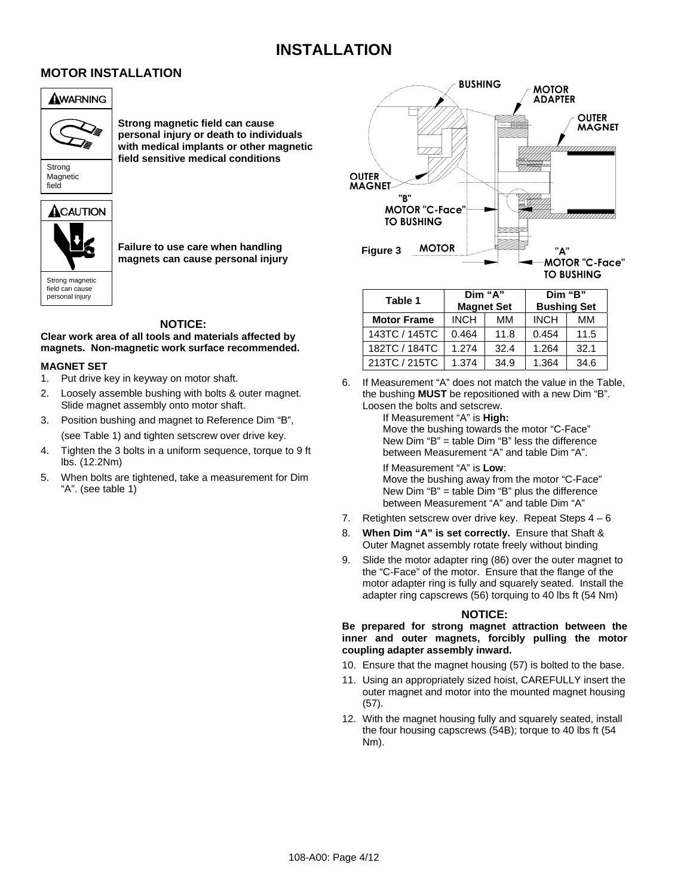# INSTALLATION

## MOTOR INSTALLATION

**WARNING**

Strong Magnetic field

**Strong magnetic field can cause personal injury or death to individuals with medical implants or other magnetic field sensitive medical conditions**

**CAUTION**

Strong magnetic field can cause personal injury

**Failure to use care when handling magnets can cause personal injury**

**NOTICE:**

**Clear work area of all tools and materials affected by magnets. Non-magnetic work surface recommended.**

### MAGNET SET

1. Put drive key in keyway on motor shaft.
2. Loosely assemble bushing with bolts & outer magnet. Slide magnet assembly onto motor shaft.
3. Position bushing and magnet to Reference Dim "B", (see Table 1) and tighten setscrew over drive key.
4. Tighten the 3 bolts in a uniform sequence, torque to 9 ft lbs. (12.2Nm)
5. When bolts are tightened, take a measurement for Dim "A". (see table 1)

BUSHING, MOTOR ADAPTER, OUTER MAGNET, OUTER MAGNET, "B" MOTOR "C-Face" TO BUSHING, MOTOR, "A" MOTOR "C-Face" TO BUSHING

Figure 3

| Table 1 | Dim "A" Magnet Set | | Dim "B" Bushing Set | |
|---|---|---|---|---|
| Motor Frame | INCH | MM | INCH | MM |
| 143TC / 145TC | 0.464 | 11.8 | 0.454 | 11.5 |
| 182TC / 184TC | 1.274 | 32.4 | 1.264 | 32.1 |
| 213TC / 215TC | 1.374 | 34.9 | 1.364 | 34.6 |

6. If Measurement "A" does not match the value in the Table, the bushing **MUST** be repositioned with a new Dim "B". Loosen the bolts and setscrew.

   If Measurement "A" is **High:**
   Move the bushing towards the motor "C-Face"
   New Dim "B" = table Dim "B" less the difference between Measurement "A" and table Dim "A".

   If Measurement "A" is **Low**:
   Move the bushing away from the motor "C-Face"
   New Dim "B" = table Dim "B" plus the difference between Measurement "A" and table Dim "A"

7. Retighten setscrew over drive key. Repeat Steps 4 – 6
8. **When Dim "A" is set correctly.** Ensure that Shaft & Outer Magnet assembly rotate freely without binding
9. Slide the motor adapter ring (86) over the outer magnet to the "C-Face" of the motor. Ensure that the flange of the motor adapter ring is fully and squarely seated. Install the adapter ring capscrews (56) torquing to 40 lbs ft (54 Nm)

**NOTICE:**

**Be prepared for strong magnet attraction between the inner and outer magnets, forcibly pulling the motor coupling adapter assembly inward.**

10. Ensure that the magnet housing (57) is bolted to the base.
11. Using an appropriately sized hoist, CAREFULLY insert the outer magnet and motor into the mounted magnet housing (57).
12. With the magnet housing fully and squarely seated, install the four housing capscrews (54B); torque to 40 lbs ft (54 Nm).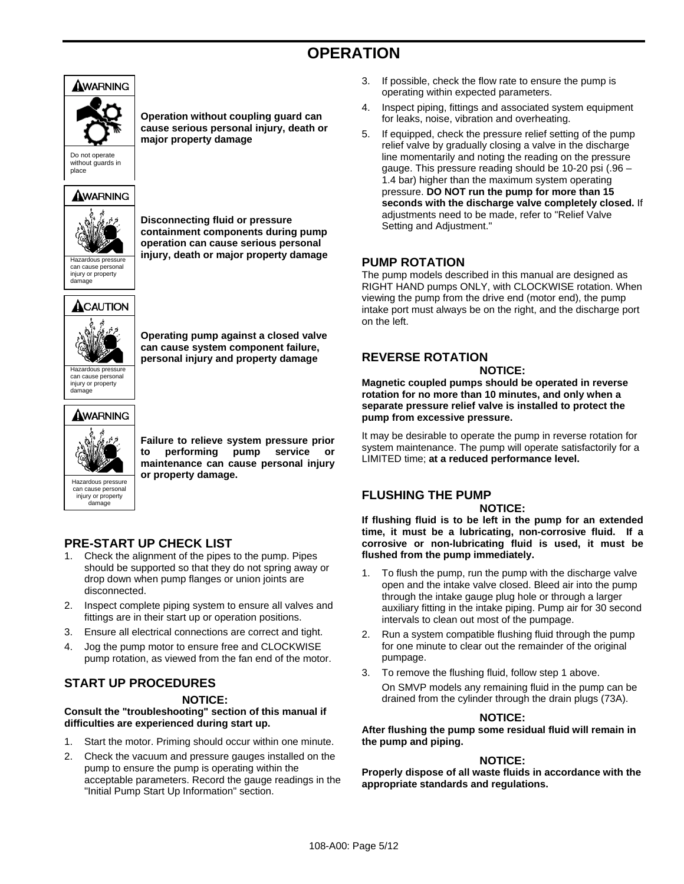# OPERATION

**⚠WARNING**

Do not operate without guards in place

**Operation without coupling guard can cause serious personal injury, death or major property damage**

**⚠WARNING**

Hazardous pressure can cause personal injury or property damage

**Disconnecting fluid or pressure containment components during pump operation can cause serious personal injury, death or major property damage**

**⚠CAUTION**

Hazardous pressure can cause personal injury or property damage

**Operating pump against a closed valve can cause system component failure, personal injury and property damage**

**⚠WARNING**

Hazardous pressure can cause personal injury or property damage

**Failure to relieve system pressure prior to performing pump service or maintenance can cause personal injury or property damage.**

## PRE-START UP CHECK LIST

1. Check the alignment of the pipes to the pump. Pipes should be supported so that they do not spring away or drop down when pump flanges or union joints are disconnected.
2. Inspect complete piping system to ensure all valves and fittings are in their start up or operation positions.
3. Ensure all electrical connections are correct and tight.
4. Jog the pump motor to ensure free and CLOCKWISE pump rotation, as viewed from the fan end of the motor.

## START UP PROCEDURES

**NOTICE:**

**Consult the "troubleshooting" section of this manual if difficulties are experienced during start up.**

1. Start the motor. Priming should occur within one minute.
2. Check the vacuum and pressure gauges installed on the pump to ensure the pump is operating within the acceptable parameters. Record the gauge readings in the "Initial Pump Start Up Information" section.
3. If possible, check the flow rate to ensure the pump is operating within expected parameters.
4. Inspect piping, fittings and associated system equipment for leaks, noise, vibration and overheating.
5. If equipped, check the pressure relief setting of the pump relief valve by gradually closing a valve in the discharge line momentarily and noting the reading on the pressure gauge. This pressure reading should be 10-20 psi (.96 – 1.4 bar) higher than the maximum system operating pressure. **DO NOT run the pump for more than 15 seconds with the discharge valve completely closed.** If adjustments need to be made, refer to "Relief Valve Setting and Adjustment."

## PUMP ROTATION

The pump models described in this manual are designed as RIGHT HAND pumps ONLY, with CLOCKWISE rotation. When viewing the pump from the drive end (motor end), the pump intake port must always be on the right, and the discharge port on the left.

## REVERSE ROTATION

**NOTICE:**

**Magnetic coupled pumps should be operated in reverse rotation for no more than 10 minutes, and only when a separate pressure relief valve is installed to protect the pump from excessive pressure.**

It may be desirable to operate the pump in reverse rotation for system maintenance. The pump will operate satisfactorily for a LIMITED time; **at a reduced performance level.**

## FLUSHING THE PUMP

**NOTICE:**

**If flushing fluid is to be left in the pump for an extended time, it must be a lubricating, non-corrosive fluid. If a corrosive or non-lubricating fluid is used, it must be flushed from the pump immediately.**

1. To flush the pump, run the pump with the discharge valve open and the intake valve closed. Bleed air into the pump through the intake gauge plug hole or through a larger auxiliary fitting in the intake piping. Pump air for 30 second intervals to clean out most of the pumpage.
2. Run a system compatible flushing fluid through the pump for one minute to clear out the remainder of the original pumpage.
3. To remove the flushing fluid, follow step 1 above.

   On SMVP models any remaining fluid in the pump can be drained from the cylinder through the drain plugs (73A).

**NOTICE:**

**After flushing the pump some residual fluid will remain in the pump and piping.**

**NOTICE:**

**Properly dispose of all waste fluids in accordance with the appropriate standards and regulations.**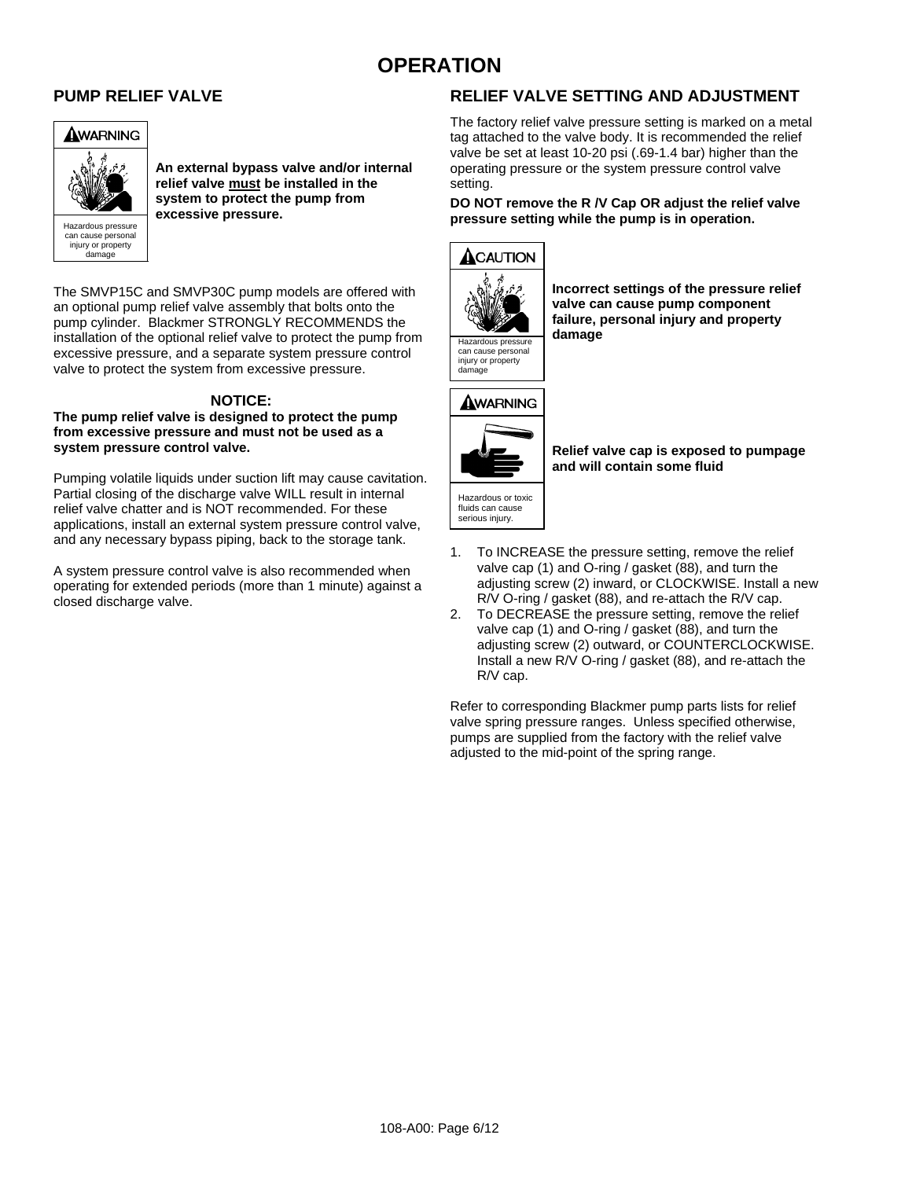# OPERATION

## PUMP RELIEF VALVE

**WARNING**

Hazardous pressure can cause personal injury or property damage

**An external bypass valve and/or internal relief valve must be installed in the system to protect the pump from excessive pressure.**

The SMVP15C and SMVP30C pump models are offered with an optional pump relief valve assembly that bolts onto the pump cylinder. Blackmer STRONGLY RECOMMENDS the installation of the optional relief valve to protect the pump from excessive pressure, and a separate system pressure control valve to protect the system from excessive pressure.

**NOTICE:**

**The pump relief valve is designed to protect the pump from excessive pressure and must not be used as a system pressure control valve.**

Pumping volatile liquids under suction lift may cause cavitation. Partial closing of the discharge valve WILL result in internal relief valve chatter and is NOT recommended. For these applications, install an external system pressure control valve, and any necessary bypass piping, back to the storage tank.

A system pressure control valve is also recommended when operating for extended periods (more than 1 minute) against a closed discharge valve.

## RELIEF VALVE SETTING AND ADJUSTMENT

The factory relief valve pressure setting is marked on a metal tag attached to the valve body. It is recommended the relief valve be set at least 10-20 psi (.69-1.4 bar) higher than the operating pressure or the system pressure control valve setting.

**DO NOT remove the R /V Cap OR adjust the relief valve pressure setting while the pump is in operation.**

**CAUTION**

Hazardous pressure can cause personal injury or property damage

**Incorrect settings of the pressure relief valve can cause pump component failure, personal injury and property damage**

**WARNING**

Hazardous or toxic fluids can cause serious injury.

**Relief valve cap is exposed to pumpage and will contain some fluid**

1. To INCREASE the pressure setting, remove the relief valve cap (1) and O-ring / gasket (88), and turn the adjusting screw (2) inward, or CLOCKWISE. Install a new R/V O-ring / gasket (88), and re-attach the R/V cap.
2. To DECREASE the pressure setting, remove the relief valve cap (1) and O-ring / gasket (88), and turn the adjusting screw (2) outward, or COUNTERCLOCKWISE. Install a new R/V O-ring / gasket (88), and re-attach the R/V cap.

Refer to corresponding Blackmer pump parts lists for relief valve spring pressure ranges. Unless specified otherwise, pumps are supplied from the factory with the relief valve adjusted to the mid-point of the spring range.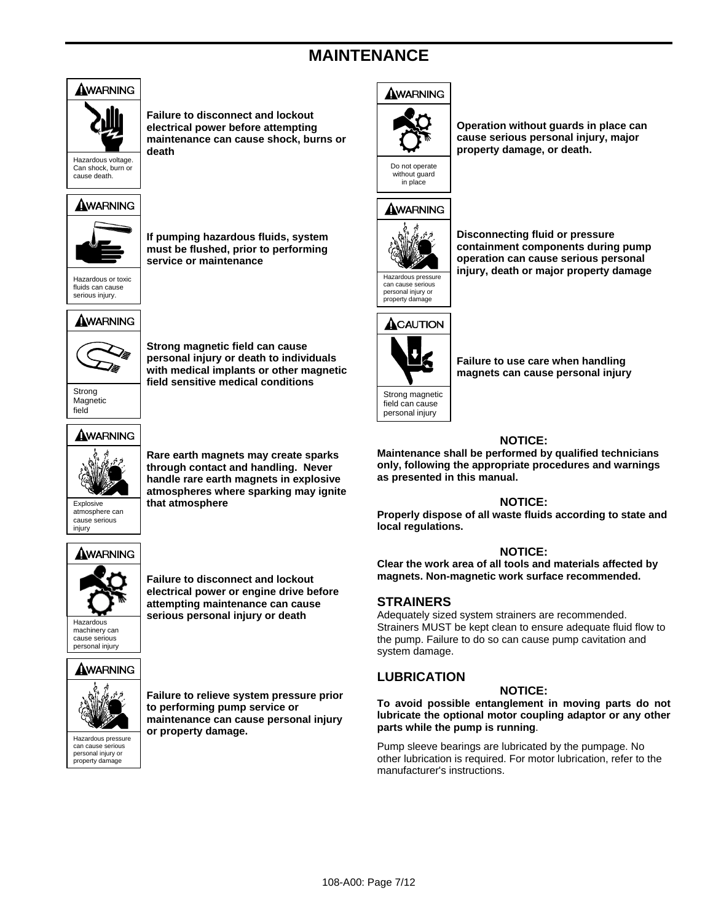# MAINTENANCE

**⚠WARNING**

Hazardous voltage. Can shock, burn or cause death.

**Failure to disconnect and lockout electrical power before attempting maintenance can cause shock, burns or death**

**⚠WARNING**

Hazardous or toxic fluids can cause serious injury.

**If pumping hazardous fluids, system must be flushed, prior to performing service or maintenance**

**⚠WARNING**

Strong Magnetic field

**Strong magnetic field can cause personal injury or death to individuals with medical implants or other magnetic field sensitive medical conditions**

**⚠WARNING**

Explosive atmosphere can cause serious injury

**Rare earth magnets may create sparks through contact and handling. Never handle rare earth magnets in explosive atmospheres where sparking may ignite that atmosphere**

**⚠WARNING**

Hazardous machinery can cause serious personal injury

**Failure to disconnect and lockout electrical power or engine drive before attempting maintenance can cause serious personal injury or death**

**⚠WARNING**

Hazardous pressure can cause serious personal injury or property damage

**Failure to relieve system pressure prior to performing pump service or maintenance can cause personal injury or property damage.**

**⚠WARNING**

Do not operate without guard in place

**Operation without guards in place can cause serious personal injury, major property damage, or death.**

**⚠WARNING**

Hazardous pressure can cause serious personal injury or property damage

**Disconnecting fluid or pressure containment components during pump operation can cause serious personal injury, death or major property damage**

**⚠CAUTION**

Strong magnetic field can cause personal injury

**Failure to use care when handling magnets can cause personal injury**

**NOTICE:**
**Maintenance shall be performed by qualified technicians only, following the appropriate procedures and warnings as presented in this manual.**

**NOTICE:**
**Properly dispose of all waste fluids according to state and local regulations.**

**NOTICE:**
**Clear the work area of all tools and materials affected by magnets. Non-magnetic work surface recommended.**

## STRAINERS

Adequately sized system strainers are recommended. Strainers MUST be kept clean to ensure adequate fluid flow to the pump. Failure to do so can cause pump cavitation and system damage.

## LUBRICATION

**NOTICE:**
**To avoid possible entanglement in moving parts do not lubricate the optional motor coupling adaptor or any other parts while the pump is running**.

Pump sleeve bearings are lubricated by the pumpage. No other lubrication is required. For motor lubrication, refer to the manufacturer's instructions.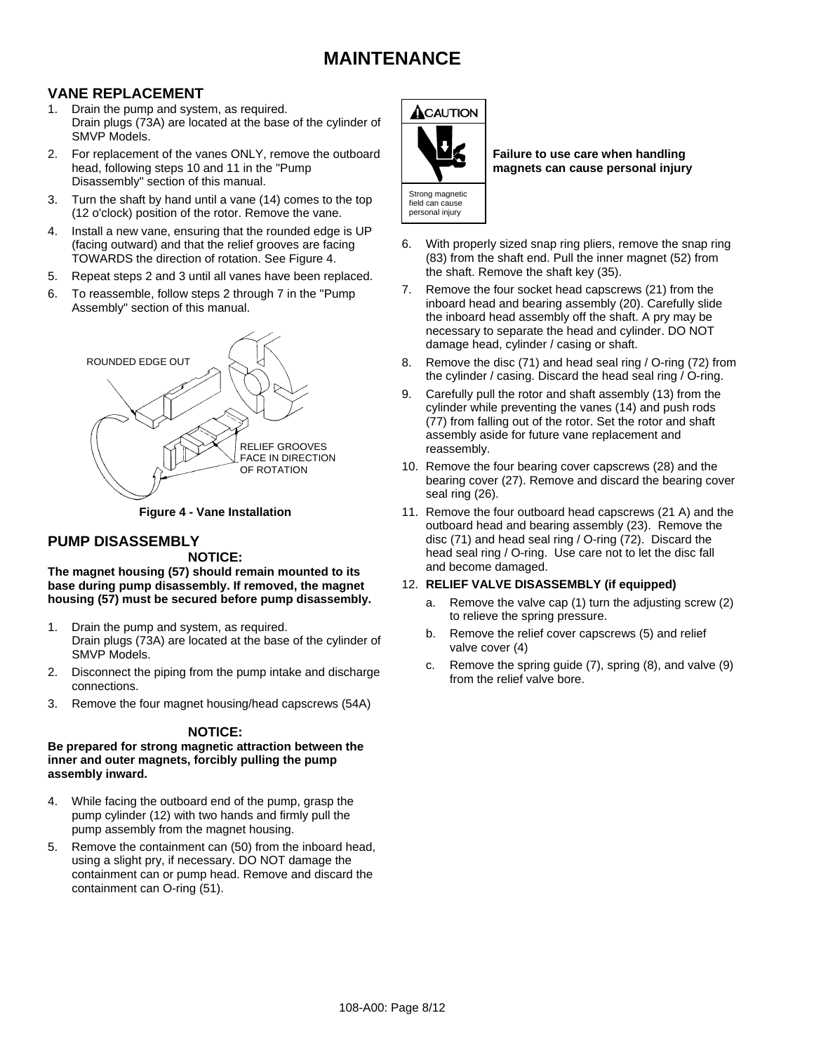# MAINTENANCE

## VANE REPLACEMENT

1. Drain the pump and system, as required.
   Drain plugs (73A) are located at the base of the cylinder of SMVP Models.
2. For replacement of the vanes ONLY, remove the outboard head, following steps 10 and 11 in the "Pump Disassembly" section of this manual.
3. Turn the shaft by hand until a vane (14) comes to the top (12 o'clock) position of the rotor. Remove the vane.
4. Install a new vane, ensuring that the rounded edge is UP (facing outward) and that the relief grooves are facing TOWARDS the direction of rotation. See Figure 4.
5. Repeat steps 2 and 3 until all vanes have been replaced.
6. To reassemble, follow steps 2 through 7 in the "Pump Assembly" section of this manual.

ROUNDED EDGE OUT

RELIEF GROOVES FACE IN DIRECTION OF ROTATION

**Figure 4 - Vane Installation**

## PUMP DISASSEMBLY

**NOTICE:**

**The magnet housing (57) should remain mounted to its base during pump disassembly. If removed, the magnet housing (57) must be secured before pump disassembly.**

1. Drain the pump and system, as required.
   Drain plugs (73A) are located at the base of the cylinder of SMVP Models.
2. Disconnect the piping from the pump intake and discharge connections.
3. Remove the four magnet housing/head capscrews (54A)

**NOTICE:**

**Be prepared for strong magnetic attraction between the inner and outer magnets, forcibly pulling the pump assembly inward.**

4. While facing the outboard end of the pump, grasp the pump cylinder (12) with two hands and firmly pull the pump assembly from the magnet housing.
5. Remove the containment can (50) from the inboard head, using a slight pry, if necessary. DO NOT damage the containment can or pump head. Remove and discard the containment can O-ring (51).

**CAUTION**

Strong magnetic field can cause personal injury

**Failure to use care when handling magnets can cause personal injury**

6. With properly sized snap ring pliers, remove the snap ring (83) from the shaft end. Pull the inner magnet (52) from the shaft. Remove the shaft key (35).
7. Remove the four socket head capscrews (21) from the inboard head and bearing assembly (20). Carefully slide the inboard head assembly off the shaft. A pry may be necessary to separate the head and cylinder. DO NOT damage head, cylinder / casing or shaft.
8. Remove the disc (71) and head seal ring / O-ring (72) from the cylinder / casing. Discard the head seal ring / O-ring.
9. Carefully pull the rotor and shaft assembly (13) from the cylinder while preventing the vanes (14) and push rods (77) from falling out of the rotor. Set the rotor and shaft assembly aside for future vane replacement and reassembly.
10. Remove the four bearing cover capscrews (28) and the bearing cover (27). Remove and discard the bearing cover seal ring (26).
11. Remove the four outboard head capscrews (21 A) and the outboard head and bearing assembly (23). Remove the disc (71) and head seal ring / O-ring (72). Discard the head seal ring / O-ring. Use care not to let the disc fall and become damaged.
12. **RELIEF VALVE DISASSEMBLY (if equipped)**
    a. Remove the valve cap (1) turn the adjusting screw (2) to relieve the spring pressure.
    b. Remove the relief cover capscrews (5) and relief valve cover (4)
    c. Remove the spring guide (7), spring (8), and valve (9) from the relief valve bore.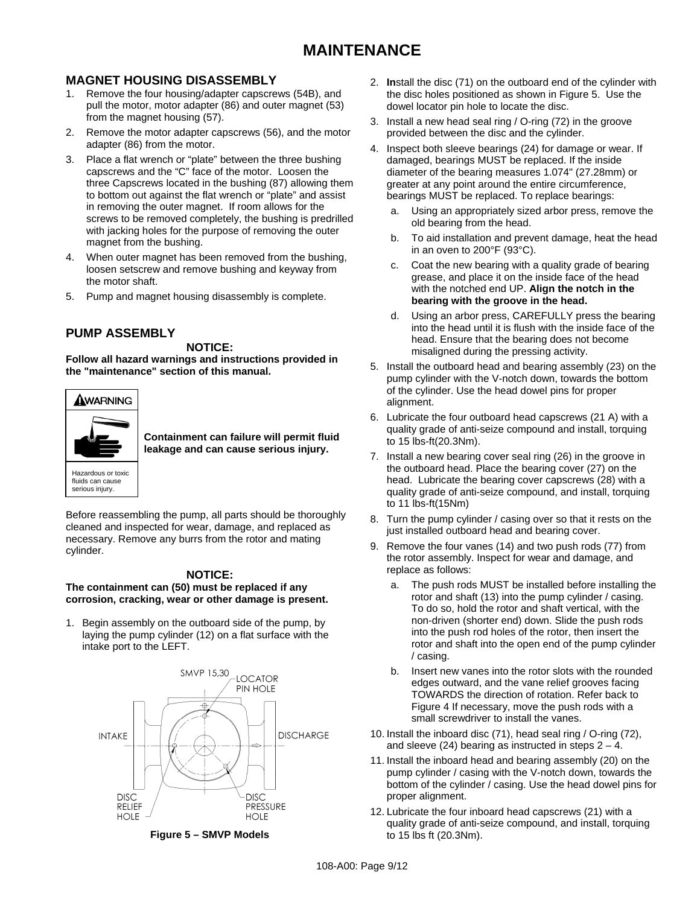# MAINTENANCE

## MAGNET HOUSING DISASSEMBLY

1. Remove the four housing/adapter capscrews (54B), and pull the motor, motor adapter (86) and outer magnet (53) from the magnet housing (57).
2. Remove the motor adapter capscrews (56), and the motor adapter (86) from the motor.
3. Place a flat wrench or "plate" between the three bushing capscrews and the "C" face of the motor. Loosen the three Capscrews located in the bushing (87) allowing them to bottom out against the flat wrench or "plate" and assist in removing the outer magnet. If room allows for the screws to be removed completely, the bushing is predrilled with jacking holes for the purpose of removing the outer magnet from the bushing.
4. When outer magnet has been removed from the bushing, loosen setscrew and remove bushing and keyway from the motor shaft.
5. Pump and magnet housing disassembly is complete.

## PUMP ASSEMBLY

**NOTICE:**

**Follow all hazard warnings and instructions provided in the "maintenance" section of this manual.**

**WARNING**

Hazardous or toxic fluids can cause serious injury.

**Containment can failure will permit fluid leakage and can cause serious injury.**

Before reassembling the pump, all parts should be thoroughly cleaned and inspected for wear, damage, and replaced as necessary. Remove any burrs from the rotor and mating cylinder.

**NOTICE:**

**The containment can (50) must be replaced if any corrosion, cracking, wear or other damage is present.**

1. Begin assembly on the outboard side of the pump, by laying the pump cylinder (12) on a flat surface with the intake port to the LEFT.

SMVP 15,30 — LOCATOR PIN HOLE — INTAKE — DISCHARGE — DISC RELIEF HOLE — DISC PRESSURE HOLE

**Figure 5 – SMVP Models**

2. **In**stall the disc (71) on the outboard end of the cylinder with the disc holes positioned as shown in Figure 5. Use the dowel locator pin hole to locate the disc.
3. Install a new head seal ring / O-ring (72) in the groove provided between the disc and the cylinder.
4. Inspect both sleeve bearings (24) for damage or wear. If damaged, bearings MUST be replaced. If the inside diameter of the bearing measures 1.074" (27.28mm) or greater at any point around the entire circumference, bearings MUST be replaced. To replace bearings:
   a. Using an appropriately sized arbor press, remove the old bearing from the head.
   b. To aid installation and prevent damage, heat the head in an oven to 200°F (93°C).
   c. Coat the new bearing with a quality grade of bearing grease, and place it on the inside face of the head with the notched end UP. **Align the notch in the bearing with the groove in the head.**
   d. Using an arbor press, CAREFULLY press the bearing into the head until it is flush with the inside face of the head. Ensure that the bearing does not become misaligned during the pressing activity.
5. Install the outboard head and bearing assembly (23) on the pump cylinder with the V-notch down, towards the bottom of the cylinder. Use the head dowel pins for proper alignment.
6. Lubricate the four outboard head capscrews (21 A) with a quality grade of anti-seize compound and install, torquing to 15 lbs-ft(20.3Nm).
7. Install a new bearing cover seal ring (26) in the groove in the outboard head. Place the bearing cover (27) on the head. Lubricate the bearing cover capscrews (28) with a quality grade of anti-seize compound, and install, torquing to 11 lbs-ft(15Nm)
8. Turn the pump cylinder / casing over so that it rests on the just installed outboard head and bearing cover.
9. Remove the four vanes (14) and two push rods (77) from the rotor assembly. Inspect for wear and damage, and replace as follows:
   a. The push rods MUST be installed before installing the rotor and shaft (13) into the pump cylinder / casing. To do so, hold the rotor and shaft vertical, with the non-driven (shorter end) down. Slide the push rods into the push rod holes of the rotor, then insert the rotor and shaft into the open end of the pump cylinder / casing.
   b. Insert new vanes into the rotor slots with the rounded edges outward, and the vane relief grooves facing TOWARDS the direction of rotation. Refer back to Figure 4 If necessary, move the push rods with a small screwdriver to install the vanes.
10. Install the inboard disc (71), head seal ring / O-ring (72), and sleeve (24) bearing as instructed in steps 2 – 4.
11. Install the inboard head and bearing assembly (20) on the pump cylinder / casing with the V-notch down, towards the bottom of the cylinder / casing. Use the head dowel pins for proper alignment.
12. Lubricate the four inboard head capscrews (21) with a quality grade of anti-seize compound, and install, torquing to 15 lbs ft (20.3Nm).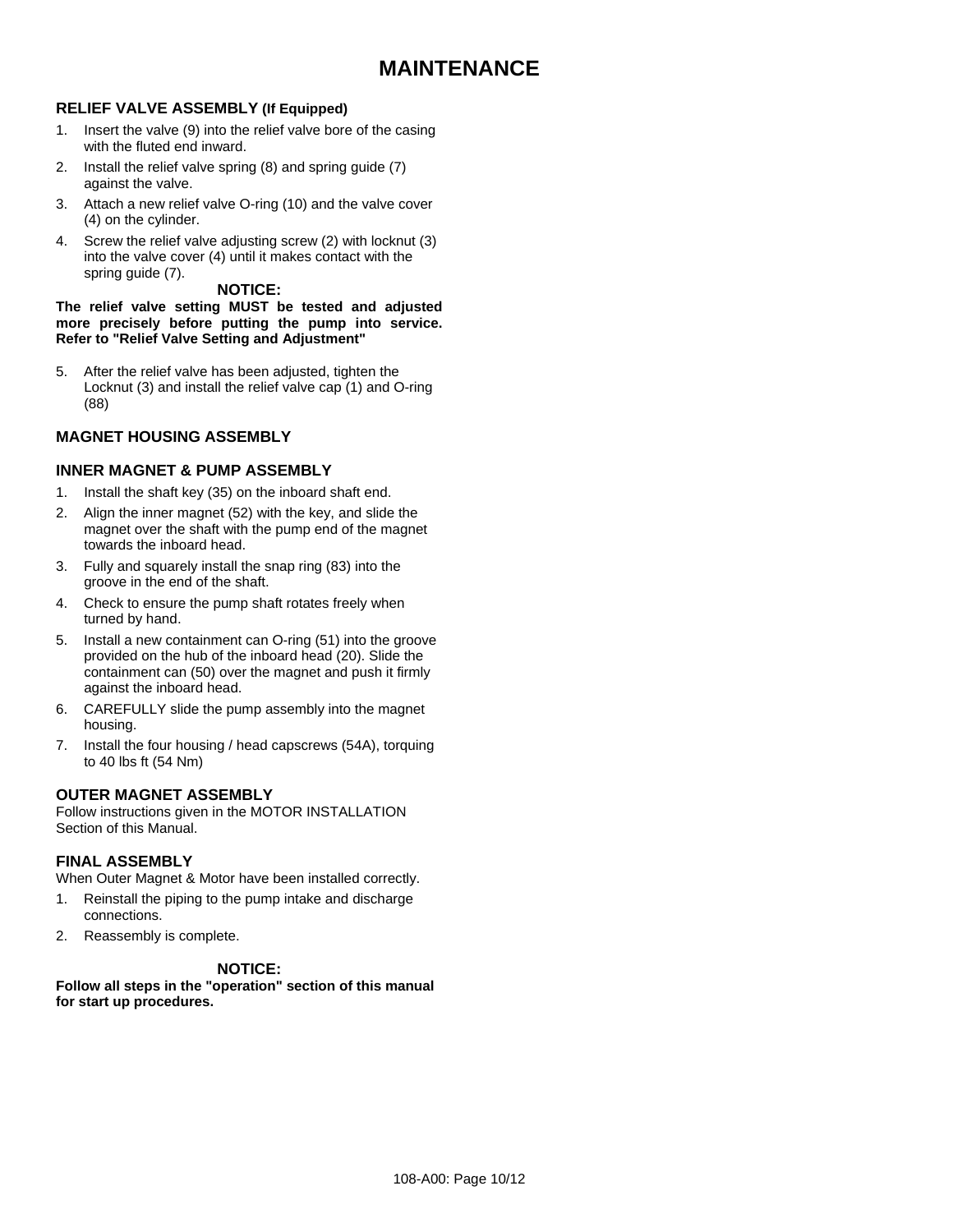# MAINTENANCE

### RELIEF VALVE ASSEMBLY (If Equipped)

1. Insert the valve (9) into the relief valve bore of the casing with the fluted end inward.
2. Install the relief valve spring (8) and spring guide (7) against the valve.
3. Attach a new relief valve O-ring (10) and the valve cover (4) on the cylinder.
4. Screw the relief valve adjusting screw (2) with locknut (3) into the valve cover (4) until it makes contact with the spring guide (7).

**NOTICE:**

**The relief valve setting MUST be tested and adjusted more precisely before putting the pump into service. Refer to "Relief Valve Setting and Adjustment"**

5. After the relief valve has been adjusted, tighten the Locknut (3) and install the relief valve cap (1) and O-ring (88)

### MAGNET HOUSING ASSEMBLY

### INNER MAGNET & PUMP ASSEMBLY

1. Install the shaft key (35) on the inboard shaft end.
2. Align the inner magnet (52) with the key, and slide the magnet over the shaft with the pump end of the magnet towards the inboard head.
3. Fully and squarely install the snap ring (83) into the groove in the end of the shaft.
4. Check to ensure the pump shaft rotates freely when turned by hand.
5. Install a new containment can O-ring (51) into the groove provided on the hub of the inboard head (20). Slide the containment can (50) over the magnet and push it firmly against the inboard head.
6. CAREFULLY slide the pump assembly into the magnet housing.
7. Install the four housing / head capscrews (54A), torquing to 40 lbs ft (54 Nm)

### OUTER MAGNET ASSEMBLY

Follow instructions given in the MOTOR INSTALLATION Section of this Manual.

### FINAL ASSEMBLY

When Outer Magnet & Motor have been installed correctly.

1. Reinstall the piping to the pump intake and discharge connections.
2. Reassembly is complete.

**NOTICE:**

**Follow all steps in the "operation" section of this manual for start up procedures.**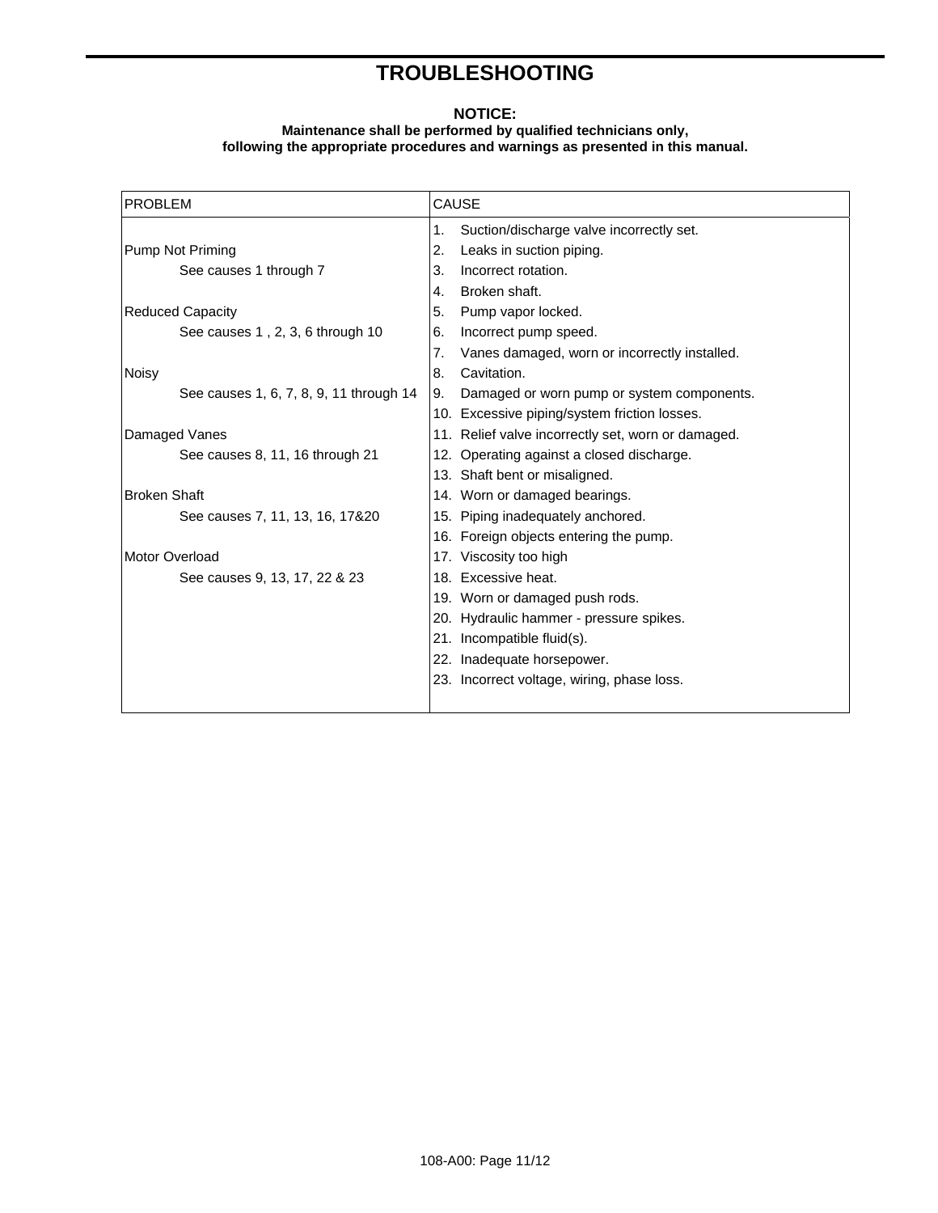# TROUBLESHOOTING

**NOTICE:**
**Maintenance shall be performed by qualified technicians only, following the appropriate procedures and warnings as presented in this manual.**

| PROBLEM | CAUSE |
|---|---|
| | 1. Suction/discharge valve incorrectly set. |
| Pump Not Priming | 2. Leaks in suction piping. |
| See causes 1 through 7 | 3. Incorrect rotation. |
| | 4. Broken shaft. |
| Reduced Capacity | 5. Pump vapor locked. |
| See causes 1 , 2, 3, 6 through 10 | 6. Incorrect pump speed. |
| | 7. Vanes damaged, worn or incorrectly installed. |
| Noisy | 8. Cavitation. |
| See causes 1, 6, 7, 8, 9, 11 through 14 | 9. Damaged or worn pump or system components. |
| | 10. Excessive piping/system friction losses. |
| Damaged Vanes | 11. Relief valve incorrectly set, worn or damaged. |
| See causes 8, 11, 16 through 21 | 12. Operating against a closed discharge. |
| | 13. Shaft bent or misaligned. |
| Broken Shaft | 14. Worn or damaged bearings. |
| See causes 7, 11, 13, 16, 17&20 | 15. Piping inadequately anchored. |
| | 16. Foreign objects entering the pump. |
| Motor Overload | 17. Viscosity too high |
| See causes 9, 13, 17, 22 & 23 | 18. Excessive heat. |
| | 19. Worn or damaged push rods. |
| | 20. Hydraulic hammer - pressure spikes. |
| | 21. Incompatible fluid(s). |
| | 22. Inadequate horsepower. |
| | 23. Incorrect voltage, wiring, phase loss. |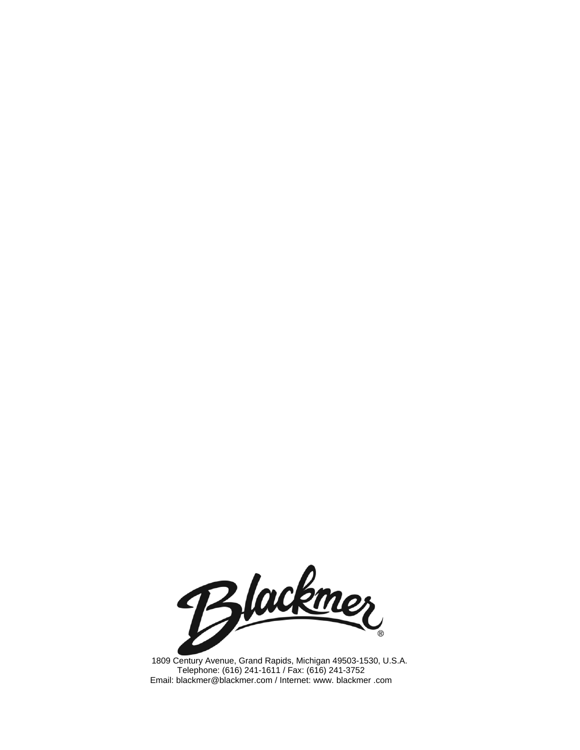Blackmer®

1809 Century Avenue, Grand Rapids, Michigan 49503-1530, U.S.A.
Telephone: (616) 241-1611 / Fax: (616) 241-3752
Email: blackmer@blackmer.com / Internet: www. blackmer .com